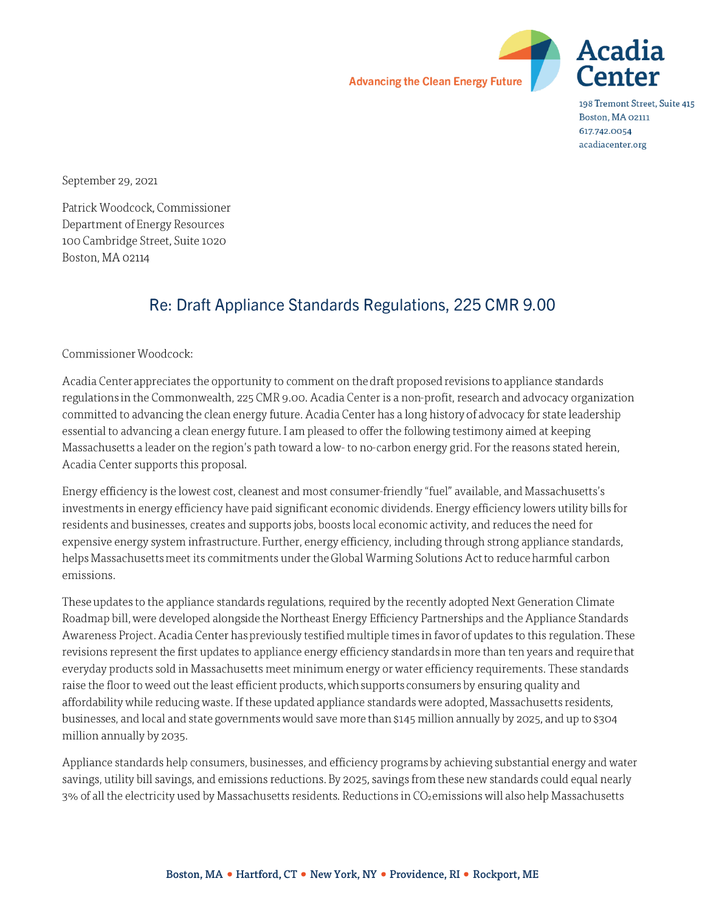Advancing the Clean Energy Future

Acadia Center

198 Tremont Street, Suite 415
Boston, MA 02111
617.742.0054
acadiacenter.org

September 29, 2021

Patrick Woodcock, Commissioner
Department of Energy Resources
100 Cambridge Street, Suite 1020
Boston, MA 02114

## Re: Draft Appliance Standards Regulations, 225 CMR 9.00

Commissioner Woodcock:

Acadia Center appreciates the opportunity to comment on the draft proposed revisions to appliance standards regulations in the Commonwealth, 225 CMR 9.00. Acadia Center is a non-profit, research and advocacy organization committed to advancing the clean energy future. Acadia Center has a long history of advocacy for state leadership essential to advancing a clean energy future. I am pleased to offer the following testimony aimed at keeping Massachusetts a leader on the region's path toward a low- to no-carbon energy grid. For the reasons stated herein, Acadia Center supports this proposal.

Energy efficiency is the lowest cost, cleanest and most consumer-friendly "fuel" available, and Massachusetts's investments in energy efficiency have paid significant economic dividends. Energy efficiency lowers utility bills for residents and businesses, creates and supports jobs, boosts local economic activity, and reduces the need for expensive energy system infrastructure. Further, energy efficiency, including through strong appliance standards, helps Massachusetts meet its commitments under the Global Warming Solutions Act to reduce harmful carbon emissions.

These updates to the appliance standards regulations, required by the recently adopted Next Generation Climate Roadmap bill, were developed alongside the Northeast Energy Efficiency Partnerships and the Appliance Standards Awareness Project. Acadia Center has previously testified multiple times in favor of updates to this regulation. These revisions represent the first updates to appliance energy efficiency standards in more than ten years and require that everyday products sold in Massachusetts meet minimum energy or water efficiency requirements. These standards raise the floor to weed out the least efficient products, which supports consumers by ensuring quality and affordability while reducing waste. If these updated appliance standards were adopted, Massachusetts residents, businesses, and local and state governments would save more than $145 million annually by 2025, and up to $304 million annually by 2035.

Appliance standards help consumers, businesses, and efficiency programs by achieving substantial energy and water savings, utility bill savings, and emissions reductions. By 2025, savings from these new standards could equal nearly 3% of all the electricity used by Massachusetts residents. Reductions in $CO_2$ emissions will also help Massachusetts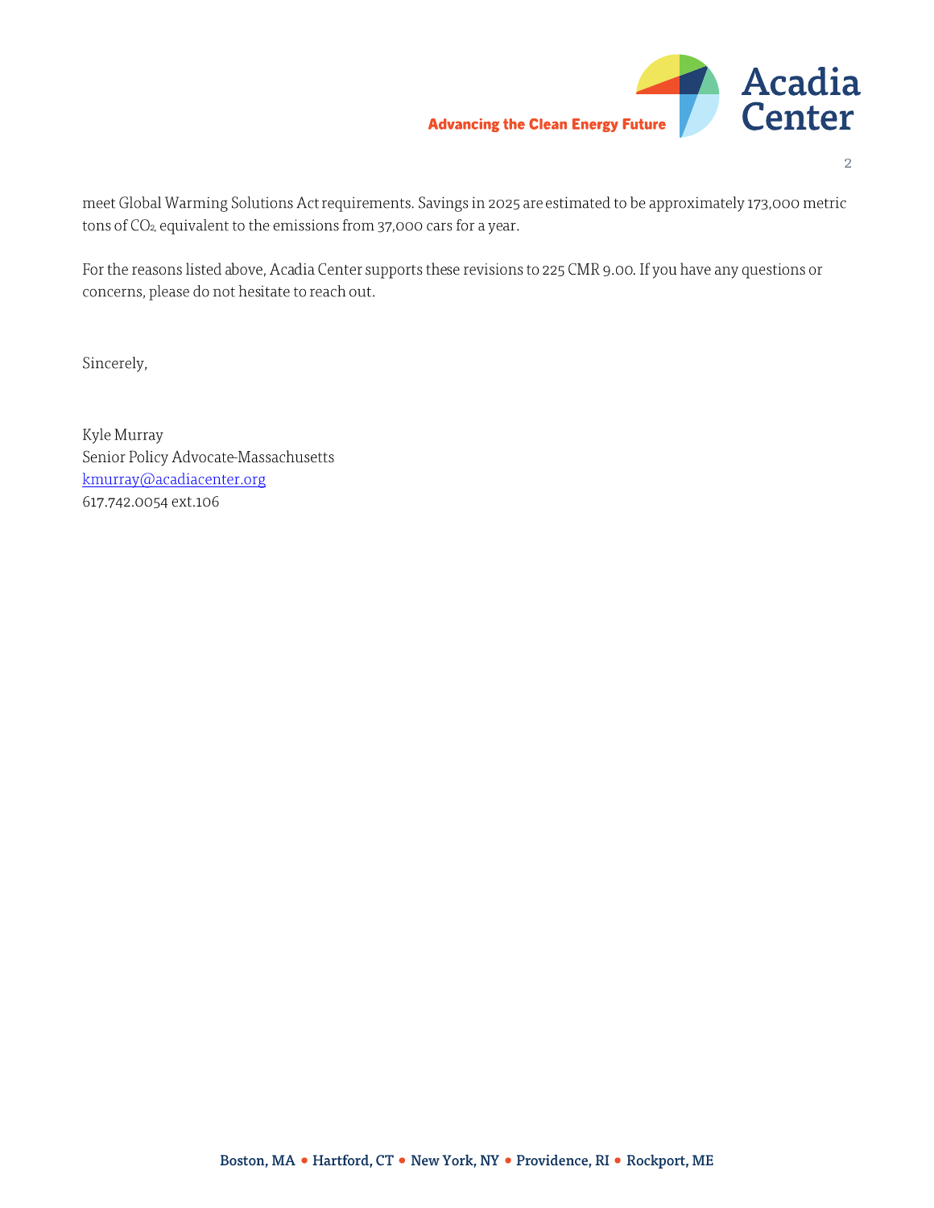meet Global Warming Solutions Act requirements. Savings in 2025 are estimated to be approximately 173,000 metric tons of $CO_2$, equivalent to the emissions from 37,000 cars for a year.

For the reasons listed above, Acadia Center supports these revisions to 225 CMR 9.00. If you have any questions or concerns, please do not hesitate to reach out.

Sincerely,

Kyle Murray
Senior Policy Advocate-Massachusetts
kmurray@acadiacenter.org
617.742.0054 ext.106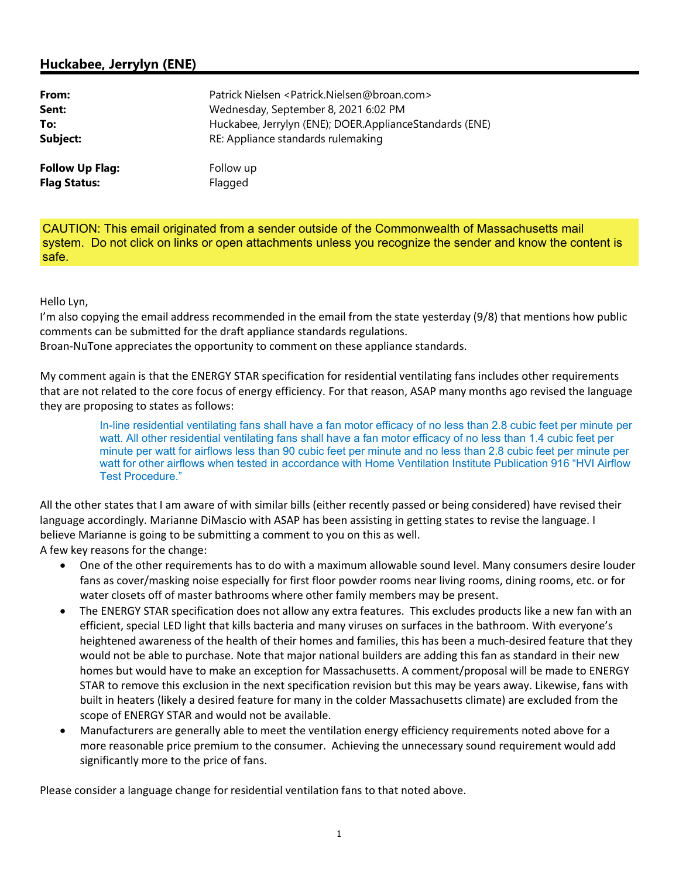## Huckabee, Jerrylyn (ENE)

| | |
|---|---|
| **From:** | Patrick Nielsen <Patrick.Nielsen@broan.com> |
| **Sent:** | Wednesday, September 8, 2021 6:02 PM |
| **To:** | Huckabee, Jerrylyn (ENE); DOER.ApplianceStandards (ENE) |
| **Subject:** | RE: Appliance standards rulemaking |
| **Follow Up Flag:** | Follow up |
| **Flag Status:** | Flagged |

CAUTION: This email originated from a sender outside of the Commonwealth of Massachusetts mail system. Do not click on links or open attachments unless you recognize the sender and know the content is safe.

Hello Lyn,
I'm also copying the email address recommended in the email from the state yesterday (9/8) that mentions how public comments can be submitted for the draft appliance standards regulations.
Broan-NuTone appreciates the opportunity to comment on these appliance standards.

My comment again is that the ENERGY STAR specification for residential ventilating fans includes other requirements that are not related to the core focus of energy efficiency. For that reason, ASAP many months ago revised the language they are proposing to states as follows:

> In-line residential ventilating fans shall have a fan motor efficacy of no less than 2.8 cubic feet per minute per watt. All other residential ventilating fans shall have a fan motor efficacy of no less than 1.4 cubic feet per minute per watt for airflows less than 90 cubic feet per minute and no less than 2.8 cubic feet per minute per watt for other airflows when tested in accordance with Home Ventilation Institute Publication 916 "HVI Airflow Test Procedure."

All the other states that I am aware of with similar bills (either recently passed or being considered) have revised their language accordingly. Marianne DiMascio with ASAP has been assisting in getting states to revise the language. I believe Marianne is going to be submitting a comment to you on this as well.
A few key reasons for the change:

- One of the other requirements has to do with a maximum allowable sound level. Many consumers desire louder fans as cover/masking noise especially for first floor powder rooms near living rooms, dining rooms, etc. or for water closets off of master bathrooms where other family members may be present.
- The ENERGY STAR specification does not allow any extra features. This excludes products like a new fan with an efficient, special LED light that kills bacteria and many viruses on surfaces in the bathroom. With everyone's heightened awareness of the health of their homes and families, this has been a much-desired feature that they would not be able to purchase. Note that major national builders are adding this fan as standard in their new homes but would have to make an exception for Massachusetts. A comment/proposal will be made to ENERGY STAR to remove this exclusion in the next specification revision but this may be years away. Likewise, fans with built in heaters (likely a desired feature for many in the colder Massachusetts climate) are excluded from the scope of ENERGY STAR and would not be available.
- Manufacturers are generally able to meet the ventilation energy efficiency requirements noted above for a more reasonable price premium to the consumer. Achieving the unnecessary sound requirement would add significantly more to the price of fans.

Please consider a language change for residential ventilation fans to that noted above.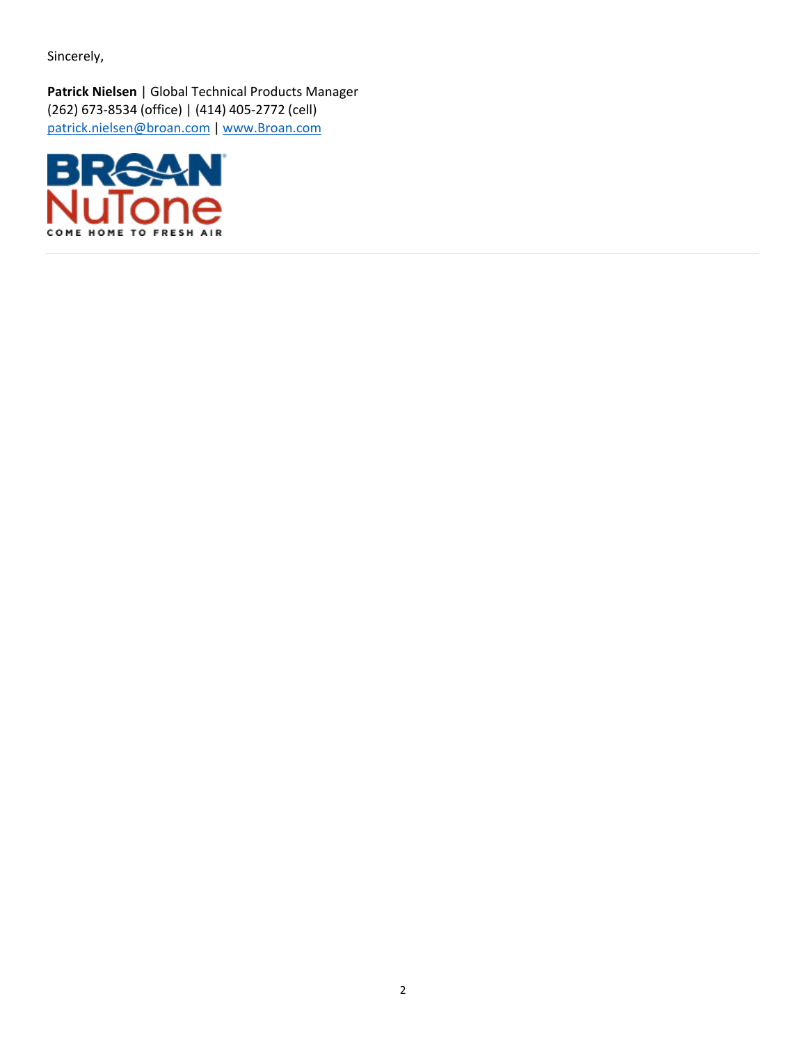Sincerely,

**Patrick Nielsen** | Global Technical Products Manager
(262) 673-8534 (office) | (414) 405-2772 (cell)
patrick.nielsen@broan.com | www.Broan.com

BROAN NuTone
COME HOME TO FRESH AIR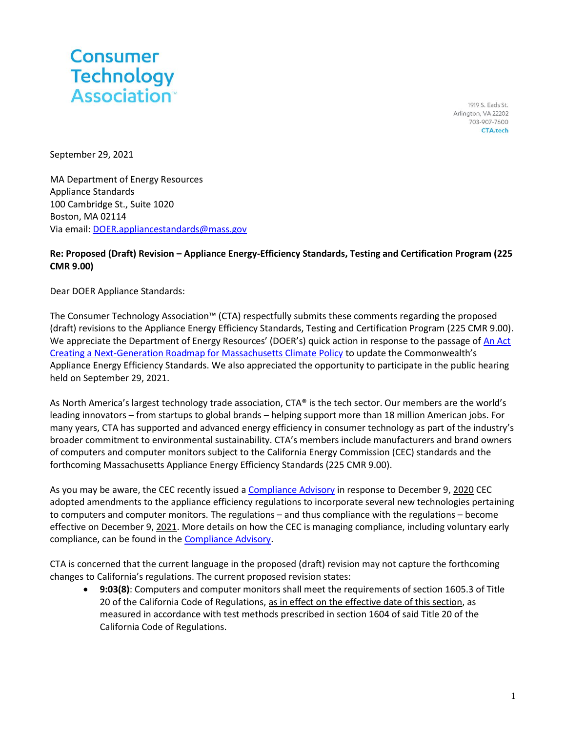Consumer Technology Association™

1919 S. Eads St.
Arlington, VA 22202
703-907-7600
CTA.tech

September 29, 2021

MA Department of Energy Resources
Appliance Standards
100 Cambridge St., Suite 1020
Boston, MA 02114
Via email: DOER.appliancestandards@mass.gov

**Re: Proposed (Draft) Revision – Appliance Energy-Efficiency Standards, Testing and Certification Program (225 CMR 9.00)**

Dear DOER Appliance Standards:

The Consumer Technology Association™ (CTA) respectfully submits these comments regarding the proposed (draft) revisions to the Appliance Energy Efficiency Standards, Testing and Certification Program (225 CMR 9.00). We appreciate the Department of Energy Resources' (DOER's) quick action in response to the passage of An Act Creating a Next-Generation Roadmap for Massachusetts Climate Policy to update the Commonwealth's Appliance Energy Efficiency Standards. We also appreciated the opportunity to participate in the public hearing held on September 29, 2021.

As North America's largest technology trade association, CTA® is the tech sector. Our members are the world's leading innovators – from startups to global brands – helping support more than 18 million American jobs. For many years, CTA has supported and advanced energy efficiency in consumer technology as part of the industry's broader commitment to environmental sustainability. CTA's members include manufacturers and brand owners of computers and computer monitors subject to the California Energy Commission (CEC) standards and the forthcoming Massachusetts Appliance Energy Efficiency Standards (225 CMR 9.00).

As you may be aware, the CEC recently issued a Compliance Advisory in response to December 9, 2020 CEC adopted amendments to the appliance efficiency regulations to incorporate several new technologies pertaining to computers and computer monitors. The regulations – and thus compliance with the regulations – become effective on December 9, 2021. More details on how the CEC is managing compliance, including voluntary early compliance, can be found in the Compliance Advisory.

CTA is concerned that the current language in the proposed (draft) revision may not capture the forthcoming changes to California's regulations. The current proposed revision states:

- **9:03(8)**: Computers and computer monitors shall meet the requirements of section 1605.3 of Title 20 of the California Code of Regulations, as in effect on the effective date of this section, as measured in accordance with test methods prescribed in section 1604 of said Title 20 of the California Code of Regulations.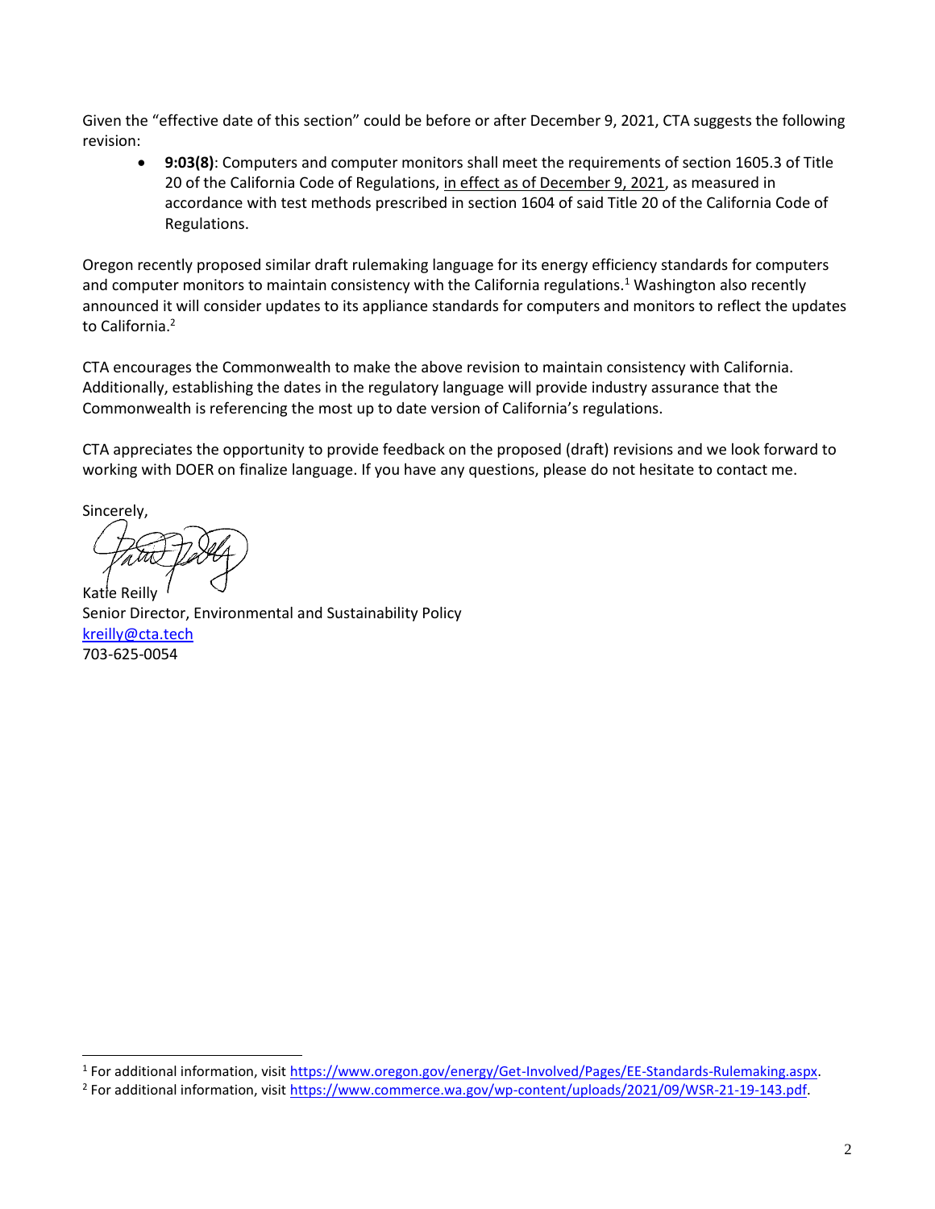Given the "effective date of this section" could be before or after December 9, 2021, CTA suggests the following revision:

- **9:03(8)**: Computers and computer monitors shall meet the requirements of section 1605.3 of Title 20 of the California Code of Regulations, <u>in effect as of December 9, 2021</u>, as measured in accordance with test methods prescribed in section 1604 of said Title 20 of the California Code of Regulations.

Oregon recently proposed similar draft rulemaking language for its energy efficiency standards for computers and computer monitors to maintain consistency with the California regulations.[1] Washington also recently announced it will consider updates to its appliance standards for computers and monitors to reflect the updates to California.[2]

CTA encourages the Commonwealth to make the above revision to maintain consistency with California. Additionally, establishing the dates in the regulatory language will provide industry assurance that the Commonwealth is referencing the most up to date version of California's regulations.

CTA appreciates the opportunity to provide feedback on the proposed (draft) revisions and we look forward to working with DOER on finalize language. If you have any questions, please do not hesitate to contact me.

Sincerely,

Katie Reilly
Senior Director, Environmental and Sustainability Policy
kreilly@cta.tech
703-625-0054

---

[1] For additional information, visit https://www.oregon.gov/energy/Get-Involved/Pages/EE-Standards-Rulemaking.aspx.

[2] For additional information, visit https://www.commerce.wa.gov/wp-content/uploads/2021/09/WSR-21-19-143.pdf.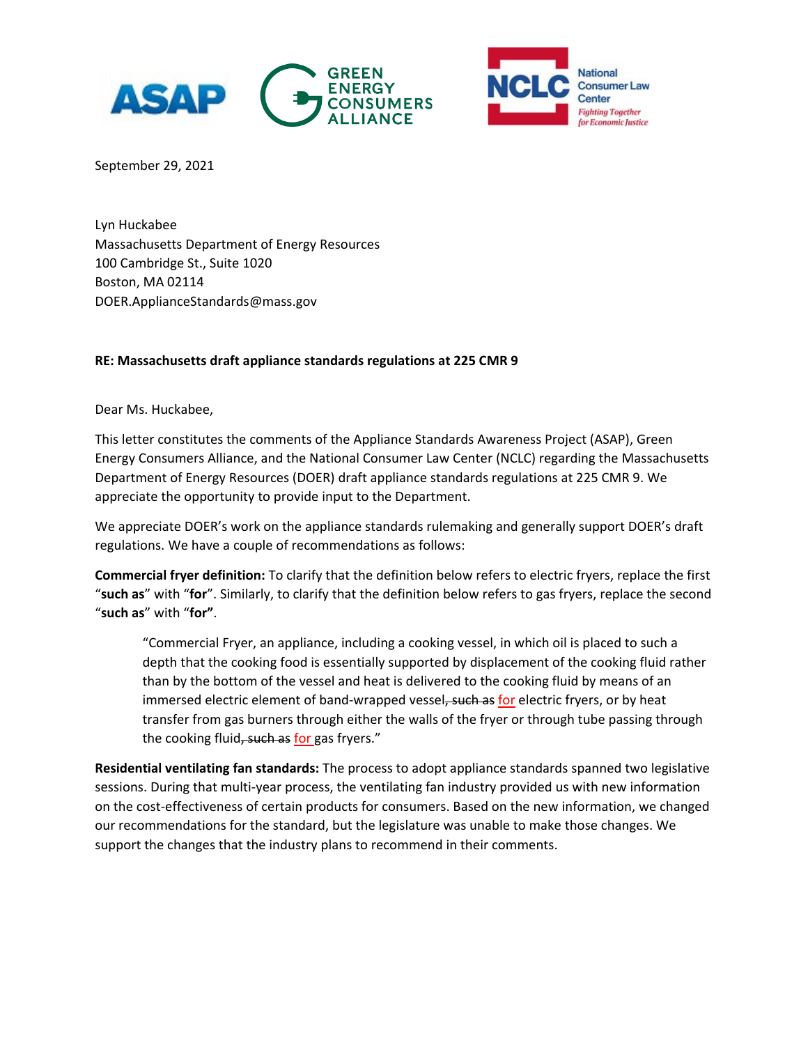September 29, 2021

Lyn Huckabee
Massachusetts Department of Energy Resources
100 Cambridge St., Suite 1020
Boston, MA 02114
DOER.ApplianceStandards@mass.gov

**RE: Massachusetts draft appliance standards regulations at 225 CMR 9**

Dear Ms. Huckabee,

This letter constitutes the comments of the Appliance Standards Awareness Project (ASAP), Green Energy Consumers Alliance, and the National Consumer Law Center (NCLC) regarding the Massachusetts Department of Energy Resources (DOER) draft appliance standards regulations at 225 CMR 9. We appreciate the opportunity to provide input to the Department.

We appreciate DOER's work on the appliance standards rulemaking and generally support DOER's draft regulations. We have a couple of recommendations as follows:

**Commercial fryer definition:** To clarify that the definition below refers to electric fryers, replace the first "**such as**" with "**for**". Similarly, to clarify that the definition below refers to gas fryers, replace the second "**such as**" with "**for"**.

> "Commercial Fryer, an appliance, including a cooking vessel, in which oil is placed to such a depth that the cooking food is essentially supported by displacement of the cooking fluid rather than by the bottom of the vessel and heat is delivered to the cooking fluid by means of an immersed electric element of band-wrapped vessel~~, such as~~ for electric fryers, or by heat transfer from gas burners through either the walls of the fryer or through tube passing through the cooking fluid~~, such as~~ for gas fryers."

**Residential ventilating fan standards:** The process to adopt appliance standards spanned two legislative sessions. During that multi-year process, the ventilating fan industry provided us with new information on the cost-effectiveness of certain products for consumers. Based on the new information, we changed our recommendations for the standard, but the legislature was unable to make those changes. We support the changes that the industry plans to recommend in their comments.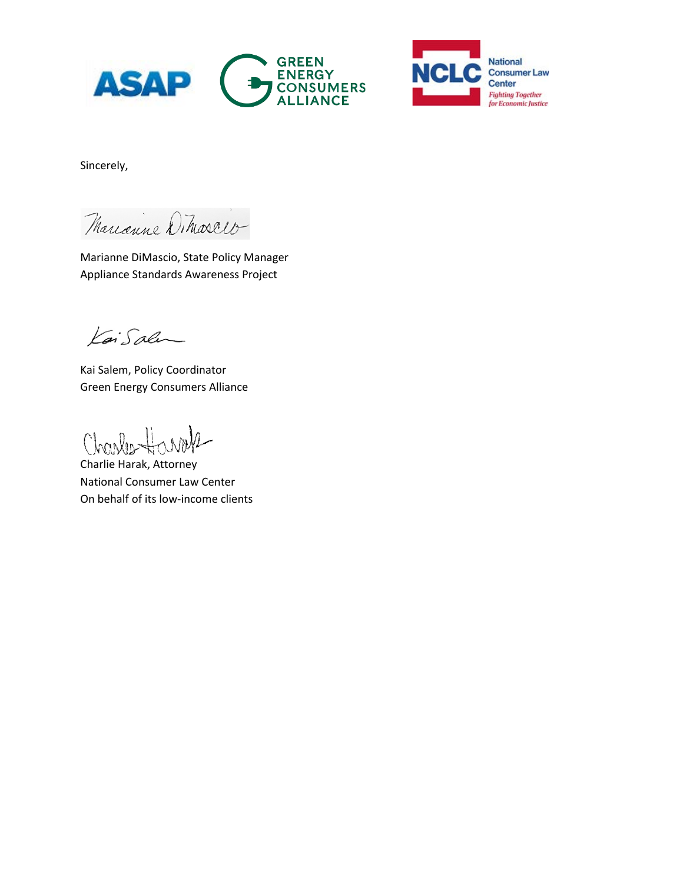Sincerely,

Marianne DiMascio, State Policy Manager
Appliance Standards Awareness Project

Kai Salem, Policy Coordinator
Green Energy Consumers Alliance

Charlie Harak, Attorney
National Consumer Law Center
On behalf of its low-income clients